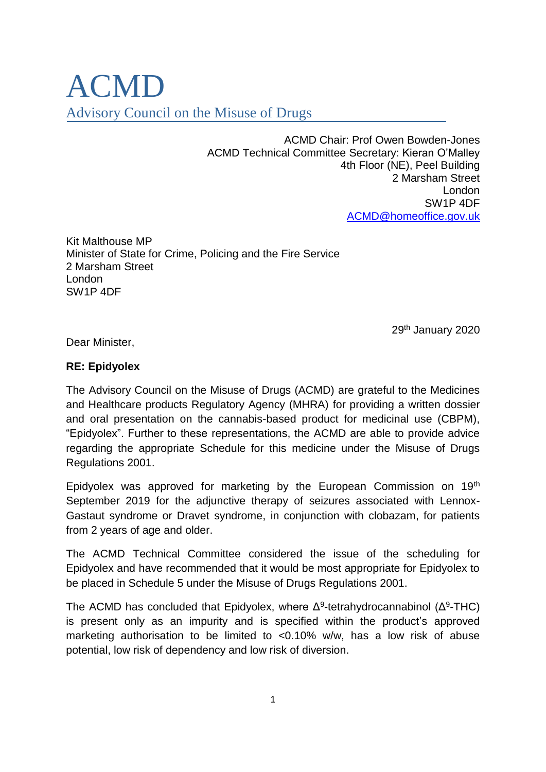# ACMD

## Advisory Council on the Misuse of Drugs

ACMD Chair: Prof Owen Bowden-Jones
ACMD Technical Committee Secretary: Kieran O'Malley
4th Floor (NE), Peel Building
2 Marsham Street
London
SW1P 4DF
ACMD@homeoffice.gov.uk

Kit Malthouse MP
Minister of State for Crime, Policing and the Fire Service
2 Marsham Street
London
SW1P 4DF

29th January 2020

Dear Minister,

**RE: Epidyolex**

The Advisory Council on the Misuse of Drugs (ACMD) are grateful to the Medicines and Healthcare products Regulatory Agency (MHRA) for providing a written dossier and oral presentation on the cannabis-based product for medicinal use (CBPM), "Epidyolex". Further to these representations, the ACMD are able to provide advice regarding the appropriate Schedule for this medicine under the Misuse of Drugs Regulations 2001.

Epidyolex was approved for marketing by the European Commission on 19th September 2019 for the adjunctive therapy of seizures associated with Lennox-Gastaut syndrome or Dravet syndrome, in conjunction with clobazam, for patients from 2 years of age and older.

The ACMD Technical Committee considered the issue of the scheduling for Epidyolex and have recommended that it would be most appropriate for Epidyolex to be placed in Schedule 5 under the Misuse of Drugs Regulations 2001.

The ACMD has concluded that Epidyolex, where $\Delta^9$-tetrahydrocannabinol ($\Delta^9$-THC) is present only as an impurity and is specified within the product's approved marketing authorisation to be limited to <0.10% w/w, has a low risk of abuse potential, low risk of dependency and low risk of diversion.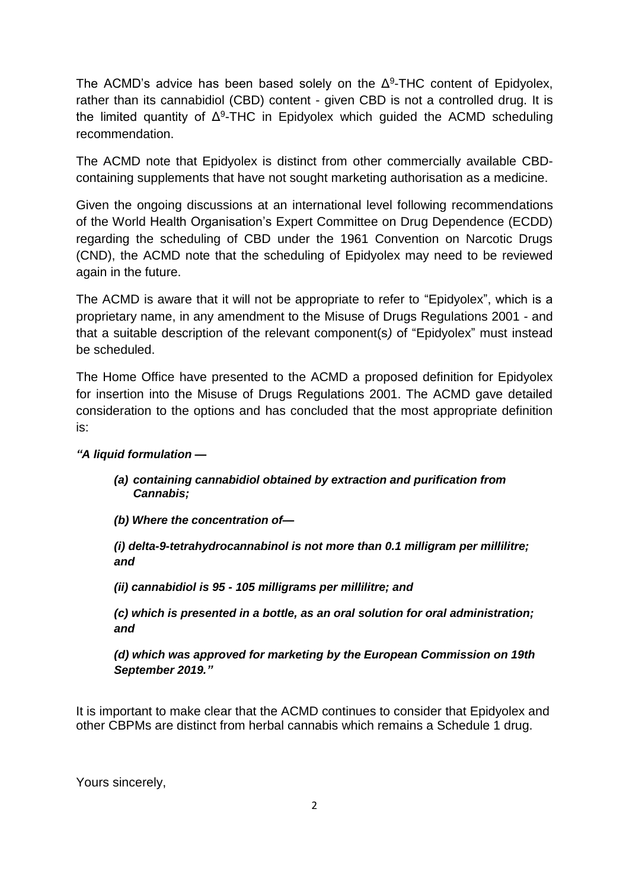The ACMD's advice has been based solely on the $\Delta^9$-THC content of Epidyolex, rather than its cannabidiol (CBD) content - given CBD is not a controlled drug. It is the limited quantity of $\Delta^9$-THC in Epidyolex which guided the ACMD scheduling recommendation.

The ACMD note that Epidyolex is distinct from other commercially available CBD-containing supplements that have not sought marketing authorisation as a medicine.

Given the ongoing discussions at an international level following recommendations of the World Health Organisation's Expert Committee on Drug Dependence (ECDD) regarding the scheduling of CBD under the 1961 Convention on Narcotic Drugs (CND), the ACMD note that the scheduling of Epidyolex may need to be reviewed again in the future.

The ACMD is aware that it will not be appropriate to refer to "Epidyolex", which is a proprietary name, in any amendment to the Misuse of Drugs Regulations 2001 - and that a suitable description of the relevant component(s) of "Epidyolex" must instead be scheduled.

The Home Office have presented to the ACMD a proposed definition for Epidyolex for insertion into the Misuse of Drugs Regulations 2001. The ACMD gave detailed consideration to the options and has concluded that the most appropriate definition is:

***"A liquid formulation —***

> ***(a) containing cannabidiol obtained by extraction and purification from Cannabis;***
>
> ***(b) Where the concentration of—***
>
> ***(i) delta-9-tetrahydrocannabinol is not more than 0.1 milligram per millilitre; and***
>
> ***(ii) cannabidiol is 95 - 105 milligrams per millilitre; and***
>
> ***(c) which is presented in a bottle, as an oral solution for oral administration; and***
>
> ***(d) which was approved for marketing by the European Commission on 19th September 2019."***

It is important to make clear that the ACMD continues to consider that Epidyolex and other CBPMs are distinct from herbal cannabis which remains a Schedule 1 drug.

Yours sincerely,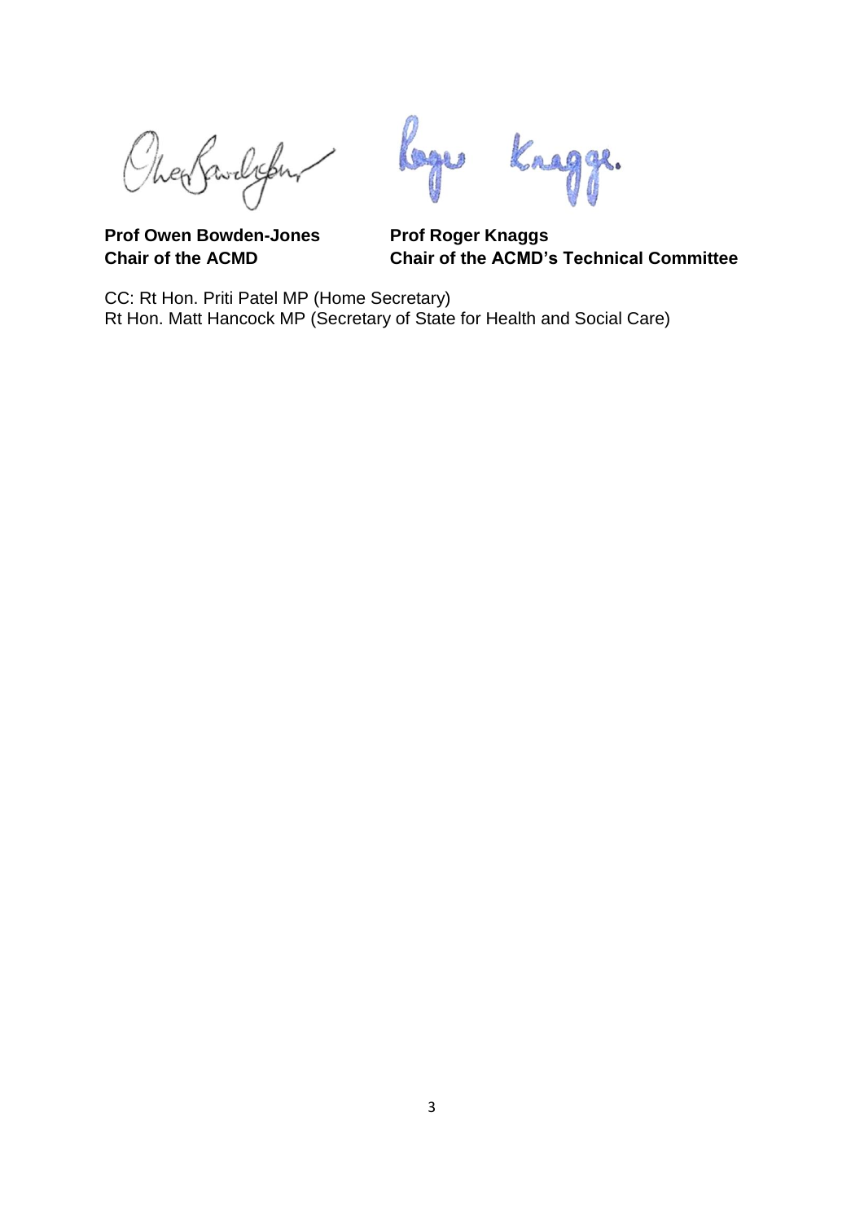**Prof Owen Bowden-Jones**
**Chair of the ACMD**

**Prof Roger Knaggs**
**Chair of the ACMD's Technical Committee**

CC: Rt Hon. Priti Patel MP (Home Secretary)
Rt Hon. Matt Hancock MP (Secretary of State for Health and Social Care)